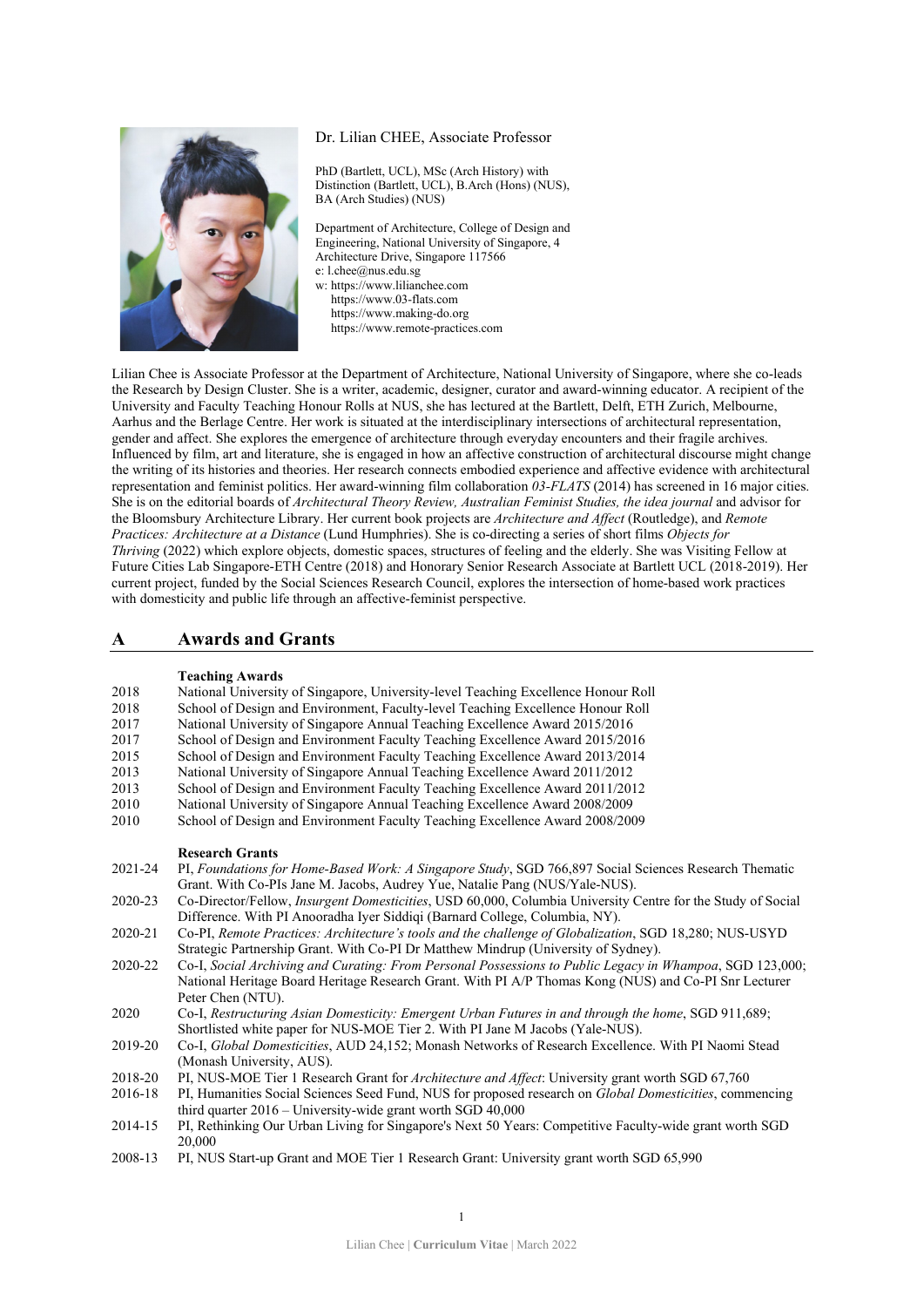Dr. Lilian CHEE, Associate Professor

PhD (Bartlett, UCL), MSc (Arch History) with Distinction (Bartlett, UCL), B.Arch (Hons) (NUS), BA (Arch Studies) (NUS)

Department of Architecture, College of Design and Engineering, National University of Singapore, 4 Architecture Drive, Singapore 117566
e: l.chee@nus.edu.sg
w: https://www.lilianchee.com
https://www.03-flats.com
https://www.making-do.org
https://www.remote-practices.com

Lilian Chee is Associate Professor at the Department of Architecture, National University of Singapore, where she co-leads the Research by Design Cluster. She is a writer, academic, designer, curator and award-winning educator. A recipient of the University and Faculty Teaching Honour Rolls at NUS, she has lectured at the Bartlett, Delft, ETH Zurich, Melbourne, Aarhus and the Berlage Centre. Her work is situated at the interdisciplinary intersections of architectural representation, gender and affect. She explores the emergence of architecture through everyday encounters and their fragile archives. Influenced by film, art and literature, she is engaged in how an affective construction of architectural discourse might change the writing of its histories and theories. Her research connects embodied experience and affective evidence with architectural representation and feminist politics. Her award-winning film collaboration *03-FLATS* (2014) has screened in 16 major cities. She is on the editorial boards of *Architectural Theory Review, Australian Feminist Studies, the idea journal* and advisor for the Bloomsbury Architecture Library. Her current book projects are *Architecture and Affect* (Routledge), and *Remote Practices: Architecture at a Distance* (Lund Humphries). She is co-directing a series of short films *Objects for Thriving* (2022) which explore objects, domestic spaces, structures of feeling and the elderly. She was Visiting Fellow at Future Cities Lab Singapore-ETH Centre (2018) and Honorary Senior Research Associate at Bartlett UCL (2018-2019). Her current project, funded by the Social Sciences Research Council, explores the intersection of home-based work practices with domesticity and public life through an affective-feminist perspective.

## A Awards and Grants

**Teaching Awards**

2018 National University of Singapore, University-level Teaching Excellence Honour Roll
2018 School of Design and Environment, Faculty-level Teaching Excellence Honour Roll
2017 National University of Singapore Annual Teaching Excellence Award 2015/2016
2017 School of Design and Environment Faculty Teaching Excellence Award 2015/2016
2015 School of Design and Environment Faculty Teaching Excellence Award 2013/2014
2013 National University of Singapore Annual Teaching Excellence Award 2011/2012
2013 School of Design and Environment Faculty Teaching Excellence Award 2011/2012
2010 National University of Singapore Annual Teaching Excellence Award 2008/2009
2010 School of Design and Environment Faculty Teaching Excellence Award 2008/2009

**Research Grants**

2021-24 PI, *Foundations for Home-Based Work: A Singapore Study*, SGD 766,897 Social Sciences Research Thematic Grant. With Co-PIs Jane M. Jacobs, Audrey Yue, Natalie Pang (NUS/Yale-NUS).

2020-23 Co-Director/Fellow, *Insurgent Domesticities*, USD 60,000, Columbia University Centre for the Study of Social Difference. With PI Anooradha Iyer Siddiqi (Barnard College, Columbia, NY).

2020-21 Co-PI, *Remote Practices: Architecture's tools and the challenge of Globalization*, SGD 18,280; NUS-USYD Strategic Partnership Grant. With Co-PI Dr Matthew Mindrup (University of Sydney).

2020-22 Co-I, *Social Archiving and Curating: From Personal Possessions to Public Legacy in Whampoa*, SGD 123,000; National Heritage Board Heritage Research Grant. With PI A/P Thomas Kong (NUS) and Co-PI Snr Lecturer Peter Chen (NTU).

2020 Co-I, *Restructuring Asian Domesticity: Emergent Urban Futures in and through the home*, SGD 911,689; Shortlisted white paper for NUS-MOE Tier 2. With PI Jane M Jacobs (Yale-NUS).

2019-20 Co-I, *Global Domesticities*, AUD 24,152; Monash Networks of Research Excellence. With PI Naomi Stead (Monash University, AUS).

2018-20 PI, NUS-MOE Tier 1 Research Grant for *Architecture and Affect*: University grant worth SGD 67,760

2016-18 PI, Humanities Social Sciences Seed Fund, NUS for proposed research on *Global Domesticities*, commencing third quarter 2016 – University-wide grant worth SGD 40,000

2014-15 PI, Rethinking Our Urban Living for Singapore's Next 50 Years: Competitive Faculty-wide grant worth SGD 20,000

2008-13 PI, NUS Start-up Grant and MOE Tier 1 Research Grant: University grant worth SGD 65,990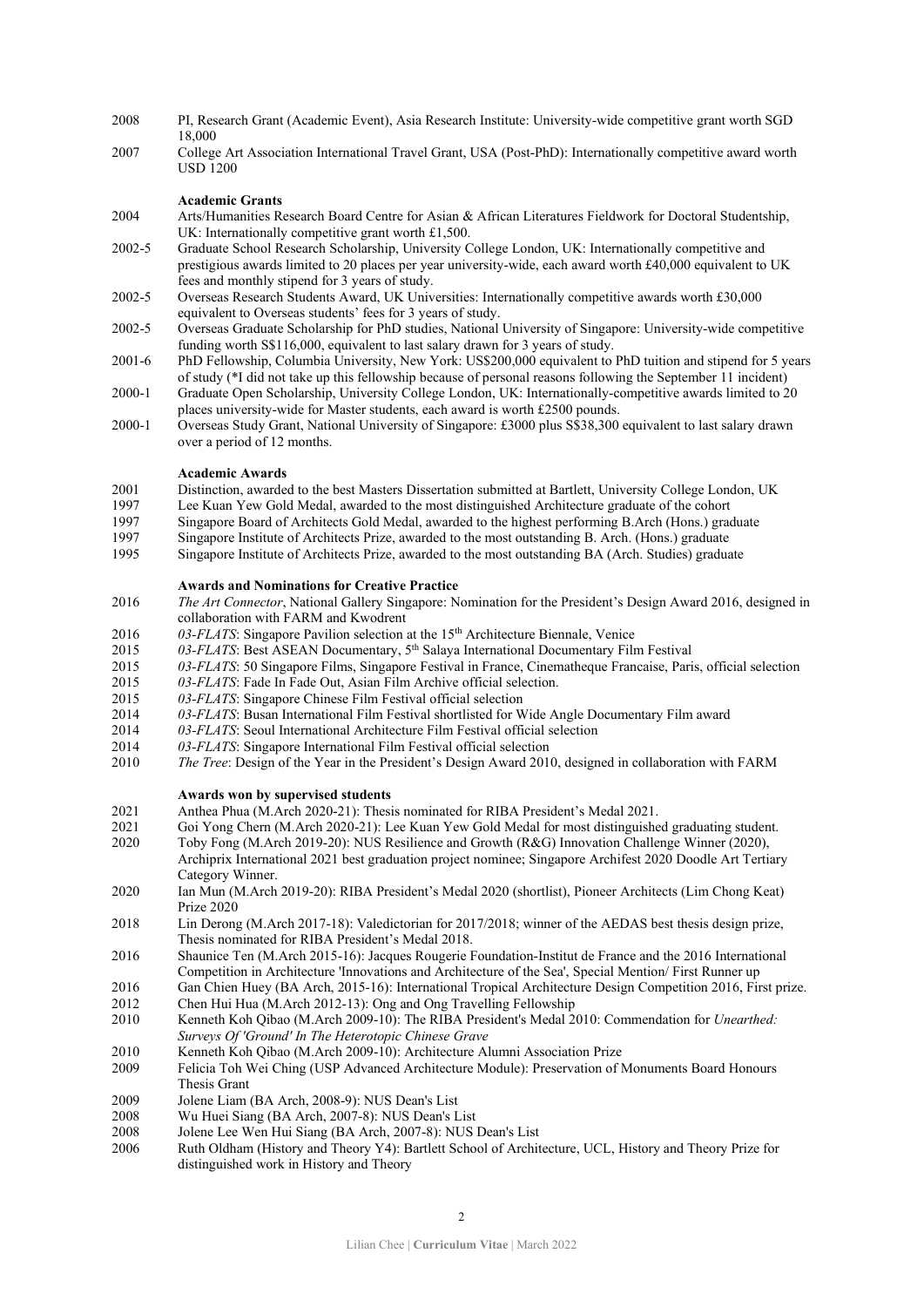2008 PI, Research Grant (Academic Event), Asia Research Institute: University-wide competitive grant worth SGD 18,000

2007 College Art Association International Travel Grant, USA (Post-PhD): Internationally competitive award worth USD 1200

### Academic Grants

2004 Arts/Humanities Research Board Centre for Asian & African Literatures Fieldwork for Doctoral Studentship, UK: Internationally competitive grant worth £1,500.

2002-5 Graduate School Research Scholarship, University College London, UK: Internationally competitive and prestigious awards limited to 20 places per year university-wide, each award worth £40,000 equivalent to UK fees and monthly stipend for 3 years of study.

2002-5 Overseas Research Students Award, UK Universities: Internationally competitive awards worth £30,000 equivalent to Overseas students' fees for 3 years of study.

2002-5 Overseas Graduate Scholarship for PhD studies, National University of Singapore: University-wide competitive funding worth S$116,000, equivalent to last salary drawn for 3 years of study.

2001-6 PhD Fellowship, Columbia University, New York: US$200,000 equivalent to PhD tuition and stipend for 5 years of study (*I did not take up this fellowship because of personal reasons following the September 11 incident)

2000-1 Graduate Open Scholarship, University College London, UK: Internationally-competitive awards limited to 20 places university-wide for Master students, each award is worth £2500 pounds.

2000-1 Overseas Study Grant, National University of Singapore: £3000 plus S$38,300 equivalent to last salary drawn over a period of 12 months.

### Academic Awards

2001 Distinction, awarded to the best Masters Dissertation submitted at Bartlett, University College London, UK

1997 Lee Kuan Yew Gold Medal, awarded to the most distinguished Architecture graduate of the cohort

1997 Singapore Board of Architects Gold Medal, awarded to the highest performing B.Arch (Hons.) graduate

1997 Singapore Institute of Architects Prize, awarded to the most outstanding B. Arch. (Hons.) graduate

1995 Singapore Institute of Architects Prize, awarded to the most outstanding BA (Arch. Studies) graduate

### Awards and Nominations for Creative Practice

2016 *The Art Connector*, National Gallery Singapore: Nomination for the President's Design Award 2016, designed in collaboration with FARM and Kwodrent

2016 *03-FLATS*: Singapore Pavilion selection at the 15th Architecture Biennale, Venice

2015 *03-FLATS*: Best ASEAN Documentary, 5th Salaya International Documentary Film Festival

2015 *03-FLATS*: 50 Singapore Films, Singapore Festival in France, Cinematheque Francaise, Paris, official selection

2015 *03-FLATS*: Fade In Fade Out, Asian Film Archive official selection.

2015 *03-FLATS*: Singapore Chinese Film Festival official selection

2014 *03-FLATS*: Busan International Film Festival shortlisted for Wide Angle Documentary Film award

2014 *03-FLATS*: Seoul International Architecture Film Festival official selection

2014 *03-FLATS*: Singapore International Film Festival official selection

2010 *The Tree*: Design of the Year in the President's Design Award 2010, designed in collaboration with FARM

### Awards won by supervised students

2021 Anthea Phua (M.Arch 2020-21): Thesis nominated for RIBA President's Medal 2021.

2021 Goi Yong Chern (M.Arch 2020-21): Lee Kuan Yew Gold Medal for most distinguished graduating student.

2020 Toby Fong (M.Arch 2019-20): NUS Resilience and Growth (R&G) Innovation Challenge Winner (2020), Archiprix International 2021 best graduation project nominee; Singapore Archifest 2020 Doodle Art Tertiary Category Winner.

2020 Ian Mun (M.Arch 2019-20): RIBA President's Medal 2020 (shortlist), Pioneer Architects (Lim Chong Keat) Prize 2020

2018 Lin Derong (M.Arch 2017-18): Valedictorian for 2017/2018; winner of the AEDAS best thesis design prize, Thesis nominated for RIBA President's Medal 2018.

2016 Shaunice Ten (M.Arch 2015-16): Jacques Rougerie Foundation-Institut de France and the 2016 International Competition in Architecture 'Innovations and Architecture of the Sea', Special Mention/ First Runner up

2016 Gan Chien Huey (BA Arch, 2015-16): International Tropical Architecture Design Competition 2016, First prize.

2012 Chen Hui Hua (M.Arch 2012-13): Ong and Ong Travelling Fellowship

2010 Kenneth Koh Qibao (M.Arch 2009-10): The RIBA President's Medal 2010: Commendation for *Unearthed: Surveys Of 'Ground' In The Heterotopic Chinese Grave*

2010 Kenneth Koh Qibao (M.Arch 2009-10): Architecture Alumni Association Prize

2009 Felicia Toh Wei Ching (USP Advanced Architecture Module): Preservation of Monuments Board Honours Thesis Grant

2009 Jolene Liam (BA Arch, 2008-9): NUS Dean's List

2008 Wu Huei Siang (BA Arch, 2007-8): NUS Dean's List

2008 Jolene Lee Wen Hui Siang (BA Arch, 2007-8): NUS Dean's List

2006 Ruth Oldham (History and Theory Y4): Bartlett School of Architecture, UCL, History and Theory Prize for distinguished work in History and Theory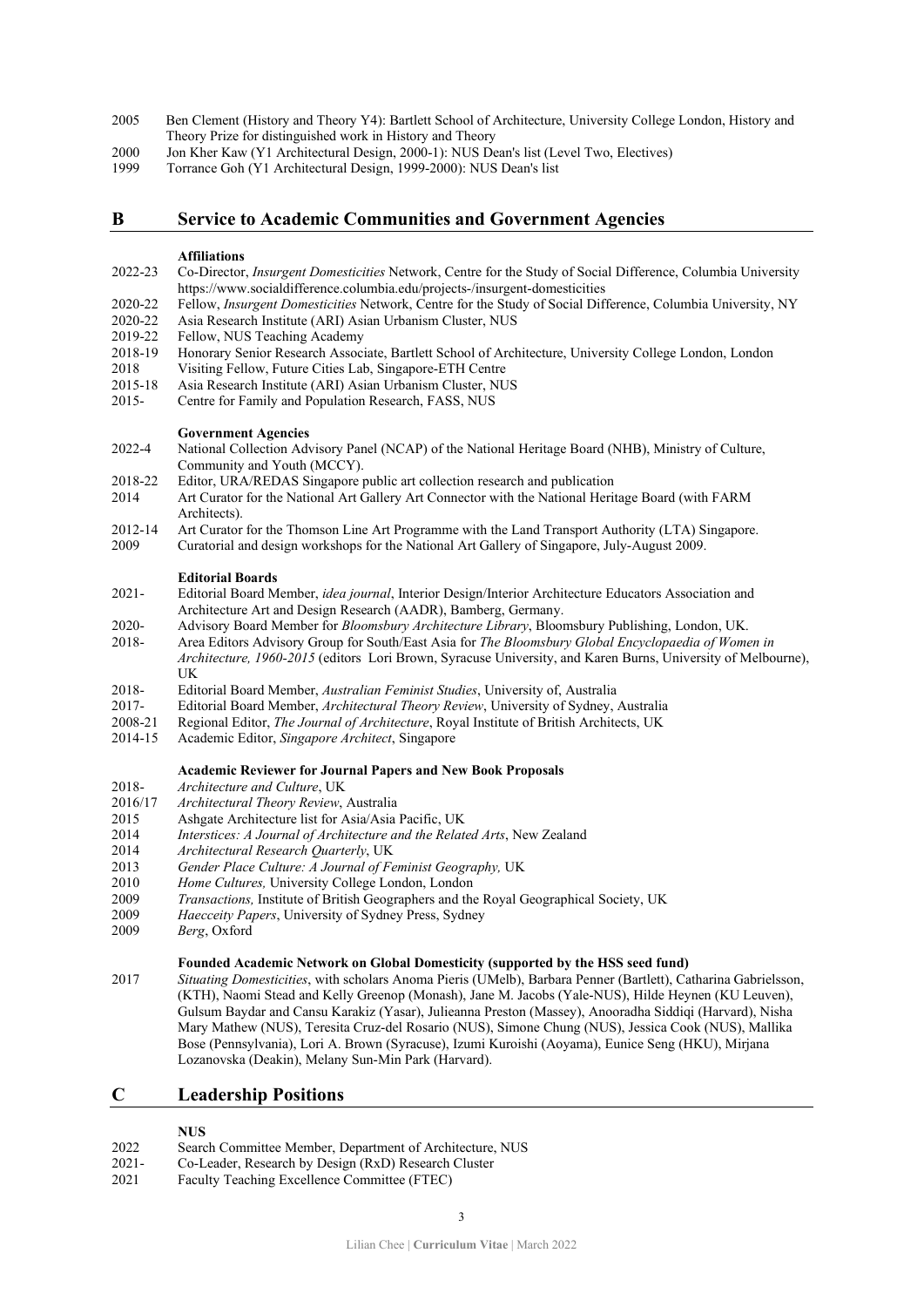2005 Ben Clement (History and Theory Y4): Bartlett School of Architecture, University College London, History and Theory Prize for distinguished work in History and Theory
2000 Jon Kher Kaw (Y1 Architectural Design, 2000-1): NUS Dean's list (Level Two, Electives)
1999 Torrance Goh (Y1 Architectural Design, 1999-2000): NUS Dean's list

## B Service to Academic Communities and Government Agencies

**Affiliations**

2022-23 Co-Director, *Insurgent Domesticities* Network, Centre for the Study of Social Difference, Columbia University https://www.socialdifference.columbia.edu/projects-/insurgent-domesticities
2020-22 Fellow, *Insurgent Domesticities* Network, Centre for the Study of Social Difference, Columbia University, NY
2020-22 Asia Research Institute (ARI) Asian Urbanism Cluster, NUS
2019-22 Fellow, NUS Teaching Academy
2018-19 Honorary Senior Research Associate, Bartlett School of Architecture, University College London, London
2018 Visiting Fellow, Future Cities Lab, Singapore-ETH Centre
2015-18 Asia Research Institute (ARI) Asian Urbanism Cluster, NUS
2015- Centre for Family and Population Research, FASS, NUS

**Government Agencies**

2022-4 National Collection Advisory Panel (NCAP) of the National Heritage Board (NHB), Ministry of Culture, Community and Youth (MCCY).
2018-22 Editor, URA/REDAS Singapore public art collection research and publication
2014 Art Curator for the National Art Gallery Art Connector with the National Heritage Board (with FARM Architects).
2012-14 Art Curator for the Thomson Line Art Programme with the Land Transport Authority (LTA) Singapore.
2009 Curatorial and design workshops for the National Art Gallery of Singapore, July-August 2009.

**Editorial Boards**

2021- Editorial Board Member, *idea journal*, Interior Design/Interior Architecture Educators Association and Architecture Art and Design Research (AADR), Bamberg, Germany.
2020- Advisory Board Member for *Bloomsbury Architecture Library*, Bloomsbury Publishing, London, UK.
2018- Area Editors Advisory Group for South/East Asia for *The Bloomsbury Global Encyclopaedia of Women in Architecture, 1960-2015* (editors Lori Brown, Syracuse University, and Karen Burns, University of Melbourne), UK
2018- Editorial Board Member, *Australian Feminist Studies*, University of, Australia
2017- Editorial Board Member, *Architectural Theory Review*, University of Sydney, Australia
2008-21 Regional Editor, *The Journal of Architecture*, Royal Institute of British Architects, UK
2014-15 Academic Editor, *Singapore Architect*, Singapore

**Academic Reviewer for Journal Papers and New Book Proposals**

2018- *Architecture and Culture*, UK
2016/17 *Architectural Theory Review*, Australia
2015 Ashgate Architecture list for Asia/Asia Pacific, UK
2014 *Interstices: A Journal of Architecture and the Related Arts*, New Zealand
2014 *Architectural Research Quarterly*, UK
2013 *Gender Place Culture: A Journal of Feminist Geography,* UK
2010 *Home Cultures,* University College London, London
2009 *Transactions,* Institute of British Geographers and the Royal Geographical Society, UK
2009 *Haecceity Papers*, University of Sydney Press, Sydney
2009 *Berg*, Oxford

**Founded Academic Network on Global Domesticity (supported by the HSS seed fund)**

2017 *Situating Domesticities*, with scholars Anoma Pieris (UMelb), Barbara Penner (Bartlett), Catharina Gabrielsson, (KTH), Naomi Stead and Kelly Greenop (Monash), Jane M. Jacobs (Yale-NUS), Hilde Heynen (KU Leuven), Gulsum Baydar and Cansu Karakiz (Yasar), Julieanna Preston (Massey), Anooradha Siddiqi (Harvard), Nisha Mary Mathew (NUS), Teresita Cruz-del Rosario (NUS), Simone Chung (NUS), Jessica Cook (NUS), Mallika Bose (Pennsylvania), Lori A. Brown (Syracuse), Izumi Kuroishi (Aoyama), Eunice Seng (HKU), Mirjana Lozanovska (Deakin), Melany Sun-Min Park (Harvard).

## C Leadership Positions

**NUS**

2022 Search Committee Member, Department of Architecture, NUS
2021- Co-Leader, Research by Design (RxD) Research Cluster
2021 Faculty Teaching Excellence Committee (FTEC)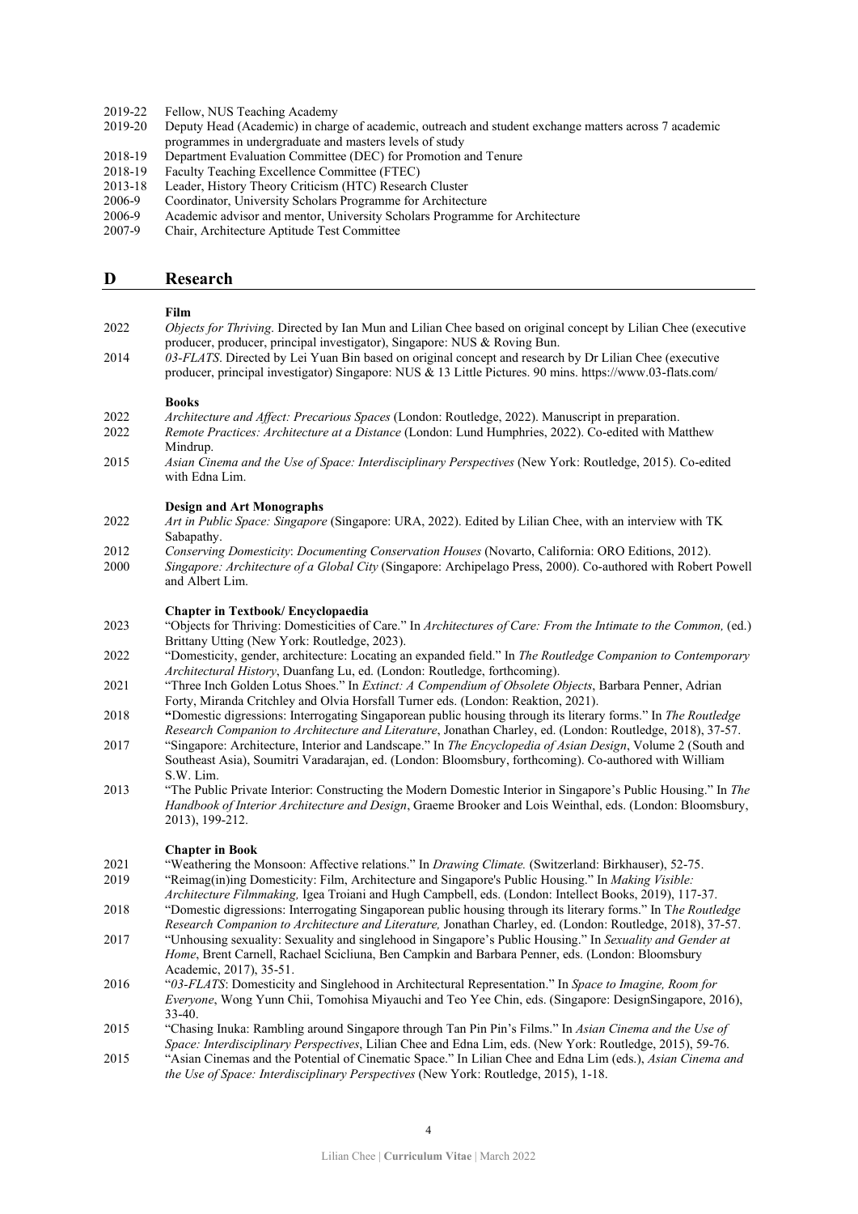2019-22 Fellow, NUS Teaching Academy
2019-20 Deputy Head (Academic) in charge of academic, outreach and student exchange matters across 7 academic programmes in undergraduate and masters levels of study
2018-19 Department Evaluation Committee (DEC) for Promotion and Tenure
2018-19 Faculty Teaching Excellence Committee (FTEC)
2013-18 Leader, History Theory Criticism (HTC) Research Cluster
2006-9 Coordinator, University Scholars Programme for Architecture
2006-9 Academic advisor and mentor, University Scholars Programme for Architecture
2007-9 Chair, Architecture Aptitude Test Committee

## D Research

**Film**

2022 *Objects for Thriving*. Directed by Ian Mun and Lilian Chee based on original concept by Lilian Chee (executive producer, producer, principal investigator), Singapore: NUS & Roving Bun.
2014 *03-FLATS*. Directed by Lei Yuan Bin based on original concept and research by Dr Lilian Chee (executive producer, principal investigator) Singapore: NUS & 13 Little Pictures. 90 mins. https://www.03-flats.com/

**Books**

2022 *Architecture and Affect: Precarious Spaces* (London: Routledge, 2022). Manuscript in preparation.
2022 *Remote Practices: Architecture at a Distance* (London: Lund Humphries, 2022). Co-edited with Matthew Mindrup.
2015 *Asian Cinema and the Use of Space: Interdisciplinary Perspectives* (New York: Routledge, 2015). Co-edited with Edna Lim.

**Design and Art Monographs**

2022 *Art in Public Space: Singapore* (Singapore: URA, 2022). Edited by Lilian Chee, with an interview with TK Sabapathy.
2012 *Conserving Domesticity*: *Documenting Conservation Houses* (Novarto, California: ORO Editions, 2012).
2000 *Singapore: Architecture of a Global City* (Singapore: Archipelago Press, 2000). Co-authored with Robert Powell and Albert Lim.

**Chapter in Textbook/ Encyclopaedia**

2023 "Objects for Thriving: Domesticities of Care." In *Architectures of Care: From the Intimate to the Common,* (ed.) Brittany Utting (New York: Routledge, 2023).
2022 "Domesticity, gender, architecture: Locating an expanded field." In *The Routledge Companion to Contemporary Architectural History*, Duanfang Lu, ed. (London: Routledge, forthcoming).
2021 "Three Inch Golden Lotus Shoes." In *Extinct: A Compendium of Obsolete Objects*, Barbara Penner, Adrian Forty, Miranda Critchley and Olvia Horsfall Turner eds. (London: Reaktion, 2021).
2018 "Domestic digressions: Interrogating Singaporean public housing through its literary forms." In *The Routledge Research Companion to Architecture and Literature*, Jonathan Charley, ed. (London: Routledge, 2018), 37-57.
2017 "Singapore: Architecture, Interior and Landscape." In *The Encyclopedia of Asian Design*, Volume 2 (South and Southeast Asia), Soumitri Varadarajan, ed. (London: Bloomsbury, forthcoming). Co-authored with William S.W. Lim.
2013 "The Public Private Interior: Constructing the Modern Domestic Interior in Singapore's Public Housing." In *The Handbook of Interior Architecture and Design*, Graeme Brooker and Lois Weinthal, eds. (London: Bloomsbury, 2013), 199-212.

**Chapter in Book**

2021 "Weathering the Monsoon: Affective relations." In *Drawing Climate.* (Switzerland: Birkhauser), 52-75.
2019 "Reimag(in)ing Domesticity: Film, Architecture and Singapore's Public Housing." In *Making Visible: Architecture Filmmaking,* Igea Troiani and Hugh Campbell, eds. (London: Intellect Books, 2019), 117-37.
2018 "Domestic digressions: Interrogating Singaporean public housing through its literary forms." In T*he Routledge Research Companion to Architecture and Literature,* Jonathan Charley, ed. (London: Routledge, 2018), 37-57.
2017 "Unhousing sexuality: Sexuality and singlehood in Singapore's Public Housing." In *Sexuality and Gender at Home*, Brent Carnell, Rachael Scicliuna, Ben Campkin and Barbara Penner, eds. (London: Bloomsbury Academic, 2017), 35-51.
2016 "*03-FLATS*: Domesticity and Singlehood in Architectural Representation." In *Space to Imagine, Room for Everyone*, Wong Yunn Chii, Tomohisa Miyauchi and Teo Yee Chin, eds. (Singapore: DesignSingapore, 2016), 33-40.
2015 "Chasing Inuka: Rambling around Singapore through Tan Pin Pin's Films." In *Asian Cinema and the Use of Space: Interdisciplinary Perspectives*, Lilian Chee and Edna Lim, eds. (New York: Routledge, 2015), 59-76.
2015 "Asian Cinemas and the Potential of Cinematic Space." In Lilian Chee and Edna Lim (eds.), *Asian Cinema and the Use of Space: Interdisciplinary Perspectives* (New York: Routledge, 2015), 1-18.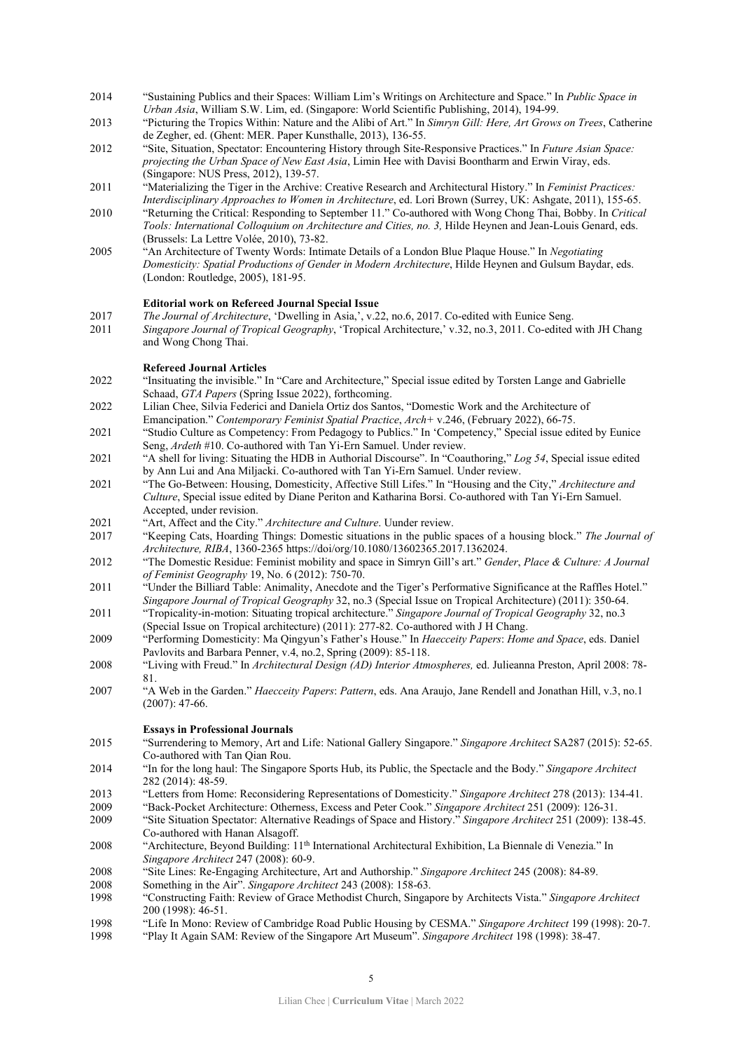2014 "Sustaining Publics and their Spaces: William Lim's Writings on Architecture and Space." In *Public Space in Urban Asia*, William S.W. Lim, ed. (Singapore: World Scientific Publishing, 2014), 194-99.

2013 "Picturing the Tropics Within: Nature and the Alibi of Art." In *Simryn Gill: Here, Art Grows on Trees*, Catherine de Zegher, ed. (Ghent: MER. Paper Kunsthalle, 2013), 136-55.

2012 "Site, Situation, Spectator: Encountering History through Site-Responsive Practices." In *Future Asian Space: projecting the Urban Space of New East Asia*, Limin Hee with Davisi Boontharm and Erwin Viray, eds. (Singapore: NUS Press, 2012), 139-57.

2011 "Materializing the Tiger in the Archive: Creative Research and Architectural History." In *Feminist Practices: Interdisciplinary Approaches to Women in Architecture*, ed. Lori Brown (Surrey, UK: Ashgate, 2011), 155-65.

2010 "Returning the Critical: Responding to September 11." Co-authored with Wong Chong Thai, Bobby. In *Critical Tools: International Colloquium on Architecture and Cities, no. 3,* Hilde Heynen and Jean-Louis Genard, eds. (Brussels: La Lettre Volée, 2010), 73-82.

2005 "An Architecture of Twenty Words: Intimate Details of a London Blue Plaque House." In *Negotiating Domesticity: Spatial Productions of Gender in Modern Architecture*, Hilde Heynen and Gulsum Baydar, eds. (London: Routledge, 2005), 181-95.

**Editorial work on Refereed Journal Special Issue**

2017 *The Journal of Architecture*, 'Dwelling in Asia,', v.22, no.6, 2017. Co-edited with Eunice Seng.

2011 *Singapore Journal of Tropical Geography*, 'Tropical Architecture,' v.32, no.3, 2011. Co-edited with JH Chang and Wong Chong Thai.

**Refereed Journal Articles**

2022 "Insituating the invisible." In "Care and Architecture," Special issue edited by Torsten Lange and Gabrielle Schaad, *GTA Papers* (Spring Issue 2022), forthcoming.

2022 Lilian Chee, Silvia Federici and Daniela Ortiz dos Santos, "Domestic Work and the Architecture of Emancipation." *Contemporary Feminist Spatial Practice*, *Arch+* v.246, (February 2022), 66-75.

2021 "Studio Culture as Competency: From Pedagogy to Publics." In 'Competency," Special issue edited by Eunice Seng, *Ardeth* #10. Co-authored with Tan Yi-Ern Samuel. Under review.

2021 "A shell for living: Situating the HDB in Authorial Discourse". In "Coauthoring," *Log 54*, Special issue edited by Ann Lui and Ana Miljacki. Co-authored with Tan Yi-Ern Samuel. Under review.

2021 "The Go-Between: Housing, Domesticity, Affective Still Lifes." In "Housing and the City," *Architecture and Culture*, Special issue edited by Diane Periton and Katharina Borsi. Co-authored with Tan Yi-Ern Samuel. Accepted, under revision.

2021 "Art, Affect and the City." *Architecture and Culture*. Uunder review.

2017 "Keeping Cats, Hoarding Things: Domestic situations in the public spaces of a housing block." *The Journal of Architecture, RIBA*, 1360-2365 https://doi/org/10.1080/13602365.2017.1362024.

2012 "The Domestic Residue: Feminist mobility and space in Simryn Gill's art." *Gender, Place & Culture: A Journal of Feminist Geography* 19, No. 6 (2012): 750-70.

2011 "Under the Billiard Table: Animality, Anecdote and the Tiger's Performative Significance at the Raffles Hotel." *Singapore Journal of Tropical Geography* 32, no.3 (Special Issue on Tropical Architecture) (2011): 350-64.

2011 "Tropicality-in-motion: Situating tropical architecture." *Singapore Journal of Tropical Geography* 32, no.3 (Special Issue on Tropical architecture) (2011): 277-82. Co-authored with J H Chang.

2009 "Performing Domesticity: Ma Qingyun's Father's House." In *Haecceity Papers*: *Home and Space*, eds. Daniel Pavlovits and Barbara Penner, v.4, no.2, Spring (2009): 85-118.

2008 "Living with Freud." In *Architectural Design (AD) Interior Atmospheres,* ed. Julieanna Preston, April 2008: 78-81.

2007 "A Web in the Garden." *Haecceity Papers*: *Pattern*, eds. Ana Araujo, Jane Rendell and Jonathan Hill, v.3, no.1 (2007): 47-66.

**Essays in Professional Journals**

2015 "Surrendering to Memory, Art and Life: National Gallery Singapore." *Singapore Architect* SA287 (2015): 52-65. Co-authored with Tan Qian Rou.

2014 "In for the long haul: The Singapore Sports Hub, its Public, the Spectacle and the Body." *Singapore Architect* 282 (2014): 48-59.

2013 "Letters from Home: Reconsidering Representations of Domesticity." *Singapore Architect* 278 (2013): 134-41.

2009 "Back-Pocket Architecture: Otherness, Excess and Peter Cook." *Singapore Architect* 251 (2009): 126-31.

2009 "Site Situation Spectator: Alternative Readings of Space and History." *Singapore Architect* 251 (2009): 138-45. Co-authored with Hanan Alsagoff.

2008 "Architecture, Beyond Building: 11th International Architectural Exhibition, La Biennale di Venezia." In *Singapore Architect* 247 (2008): 60-9.

2008 "Site Lines: Re-Engaging Architecture, Art and Authorship." *Singapore Architect* 245 (2008): 84-89.

2008 Something in the Air". *Singapore Architect* 243 (2008): 158-63.

1998 "Constructing Faith: Review of Grace Methodist Church, Singapore by Architects Vista." *Singapore Architect* 200 (1998): 46-51.

1998 "Life In Mono: Review of Cambridge Road Public Housing by CESMA." *Singapore Architect* 199 (1998): 20-7.

1998 "Play It Again SAM: Review of the Singapore Art Museum". *Singapore Architect* 198 (1998): 38-47.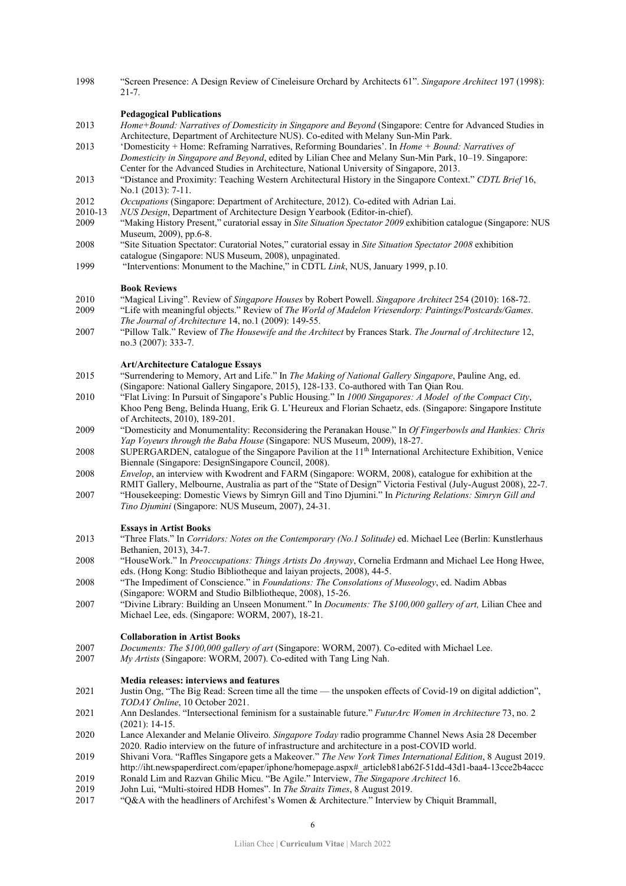1998 "Screen Presence: A Design Review of Cineleisure Orchard by Architects 61". *Singapore Architect* 197 (1998): 21-7.

### Pedagogical Publications

2013 *Home+Bound: Narratives of Domesticity in Singapore and Beyond* (Singapore: Centre for Advanced Studies in Architecture, Department of Architecture NUS). Co-edited with Melany Sun-Min Park.

2013 'Domesticity + Home: Reframing Narratives, Reforming Boundaries'. In *Home + Bound: Narratives of Domesticity in Singapore and Beyond*, edited by Lilian Chee and Melany Sun-Min Park, 10–19. Singapore: Center for the Advanced Studies in Architecture, National University of Singapore, 2013.

2013 "Distance and Proximity: Teaching Western Architectural History in the Singapore Context." *CDTL Brief* 16, No.1 (2013): 7-11.

2012 *Occupations* (Singapore: Department of Architecture, 2012). Co-edited with Adrian Lai.

2010-13 *NUS Design*, Department of Architecture Design Yearbook (Editor-in-chief).

2009 "Making History Present," curatorial essay in *Site Situation Spectator 2009* exhibition catalogue (Singapore: NUS Museum, 2009), pp.6-8.

2008 "Site Situation Spectator: Curatorial Notes," curatorial essay in *Site Situation Spectator 2008* exhibition catalogue (Singapore: NUS Museum, 2008), unpaginated.

1999 "Interventions: Monument to the Machine," in CDTL *Link*, NUS, January 1999, p.10.

### Book Reviews

2010 "Magical Living". Review of *Singapore Houses* by Robert Powell. *Singapore Architect* 254 (2010): 168-72.

2009 "Life with meaningful objects." Review of *The World of Madelon Vriesendorp: Paintings/Postcards/Games*. *The Journal of Architecture* 14, no.1 (2009): 149-55.

2007 "Pillow Talk." Review of *The Housewife and the Architect* by Frances Stark. *The Journal of Architecture* 12, no.3 (2007): 333-7.

### Art/Architecture Catalogue Essays

2015 "Surrendering to Memory, Art and Life." In *The Making of National Gallery Singapore*, Pauline Ang, ed. (Singapore: National Gallery Singapore, 2015), 128-133. Co-authored with Tan Qian Rou.

2010 "Flat Living: In Pursuit of Singapore's Public Housing." In *1000 Singapores: A Model of the Compact City*, Khoo Peng Beng, Belinda Huang, Erik G. L'Heureux and Florian Schaetz, eds. (Singapore: Singapore Institute of Architects, 2010), 189-201.

2009 "Domesticity and Monumentality: Reconsidering the Peranakan House." In *Of Fingerbowls and Hankies: Chris Yap Voyeurs through the Baba House* (Singapore: NUS Museum, 2009), 18-27.

2008 SUPERGARDEN, catalogue of the Singapore Pavilion at the 11th International Architecture Exhibition, Venice Biennale (Singapore: DesignSingapore Council, 2008).

2008 *Envelop*, an interview with Kwodrent and FARM (Singapore: WORM, 2008), catalogue for exhibition at the RMIT Gallery, Melbourne, Australia as part of the "State of Design" Victoria Festival (July-August 2008), 22-7.

2007 "Housekeeping: Domestic Views by Simryn Gill and Tino Djumini." In *Picturing Relations: Simryn Gill and Tino Djumini* (Singapore: NUS Museum, 2007), 24-31.

### Essays in Artist Books

2013 "Three Flats." In *Corridors: Notes on the Contemporary (No.1 Solitude)* ed. Michael Lee (Berlin: Kunstlerhaus Bethanien, 2013), 34-7.

2008 "HouseWork." In *Preoccupations: Things Artists Do Anyway*, Cornelia Erdmann and Michael Lee Hong Hwee, eds. (Hong Kong: Studio Bibliotheque and laiyan projects, 2008), 44-5.

2008 "The Impediment of Conscience." In *Foundations: The Consolations of Museology*, ed. Nadim Abbas (Singapore: WORM and Studio Bilbliotheque, 2008), 15-26.

2007 "Divine Library: Building an Unseen Monument." In *Documents: The $100,000 gallery of art,* Lilian Chee and Michael Lee, eds. (Singapore: WORM, 2007), 18-21.

### Collaboration in Artist Books

2007 *Documents: The $100,000 gallery of art* (Singapore: WORM, 2007). Co-edited with Michael Lee.

2007 *My Artists* (Singapore: WORM, 2007). Co-edited with Tang Ling Nah.

### Media releases: interviews and features

2021 Justin Ong, "The Big Read: Screen time all the time — the unspoken effects of Covid-19 on digital addiction", *TODAY Online*, 10 October 2021.

2021 Ann Deslandes. "Intersectional feminism for a sustainable future." *FuturArc Women in Architecture* 73, no. 2 (2021): 14-15.

2020 Lance Alexander and Melanie Oliveiro. *Singapore Today* radio programme Channel News Asia 28 December 2020. Radio interview on the future of infrastructure and architecture in a post-COVID world.

2019 Shivani Vora. "Raffles Singapore gets a Makeover." *The New York Times International Edition*, 8 August 2019. http://iht.newspaperdirect.com/epaper/iphone/homepage.aspx#_articleb81ab62f-51dd-43d1-baa4-13cce2b4accc

2019 Ronald Lim and Razvan Ghilic Micu. "Be Agile." Interview, *The Singapore Architect* 16.

2019 John Lui, "Multi-storied HDB Homes". In *The Straits Times*, 8 August 2019.

2017 "Q&A with the headliners of Archifest's Women & Architecture." Interview by Chiquit Brammall,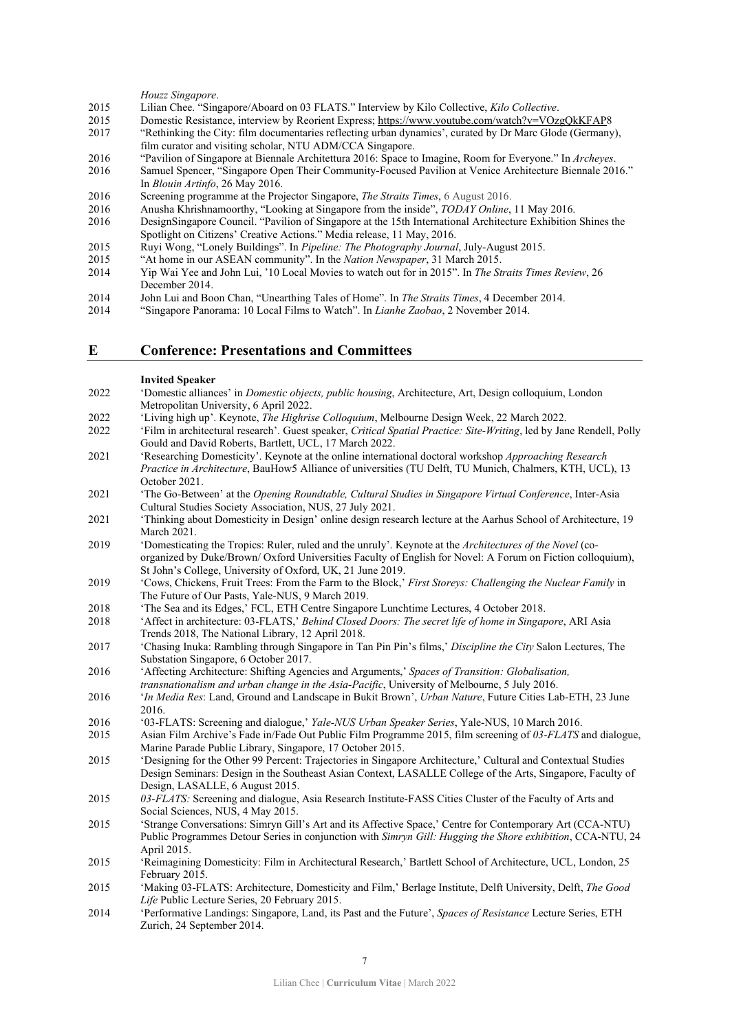*Houzz Singapore*.

2015 Lilian Chee. "Singapore/Aboard on 03 FLATS." Interview by Kilo Collective, *Kilo Collective*.

2015 Domestic Resistance, interview by Reorient Express; https://www.youtube.com/watch?v=VOzgQkKFAP8

2017 "Rethinking the City: film documentaries reflecting urban dynamics', curated by Dr Marc Glode (Germany), film curator and visiting scholar, NTU ADM/CCA Singapore.

2016 "Pavilion of Singapore at Biennale Architettura 2016: Space to Imagine, Room for Everyone." In *Archeyes*.

2016 Samuel Spencer, "Singapore Open Their Community-Focused Pavilion at Venice Architecture Biennale 2016." In *Blouin Artinfo*, 26 May 2016.

2016 Screening programme at the Projector Singapore, *The Straits Times*, 6 August 2016.

2016 Anusha Khrishnamoorthy, "Looking at Singapore from the inside", *TODAY Online*, 11 May 2016.

2016 DesignSingapore Council. "Pavilion of Singapore at the 15th International Architecture Exhibition Shines the Spotlight on Citizens' Creative Actions." Media release, 11 May, 2016.

2015 Ruyi Wong, "Lonely Buildings". In *Pipeline: The Photography Journal*, July-August 2015.

2015 "At home in our ASEAN community". In the *Nation Newspaper*, 31 March 2015.

2014 Yip Wai Yee and John Lui, '10 Local Movies to watch out for in 2015". In *The Straits Times Review*, 26 December 2014.

2014 John Lui and Boon Chan, "Unearthing Tales of Home". In *The Straits Times*, 4 December 2014.

2014 "Singapore Panorama: 10 Local Films to Watch". In *Lianhe Zaobao*, 2 November 2014.

## E Conference: Presentations and Committees

**Invited Speaker**

2022 'Domestic alliances' in *Domestic objects, public housing*, Architecture, Art, Design colloquium, London Metropolitan University, 6 April 2022.

2022 'Living high up'. Keynote, *The Highrise Colloquium*, Melbourne Design Week, 22 March 2022.

2022 'Film in architectural research'. Guest speaker, *Critical Spatial Practice: Site-Writing*, led by Jane Rendell, Polly Gould and David Roberts, Bartlett, UCL, 17 March 2022.

2021 'Researching Domesticity'. Keynote at the online international doctoral workshop *Approaching Research Practice in Architecture*, BauHow5 Alliance of universities (TU Delft, TU Munich, Chalmers, KTH, UCL), 13 October 2021.

2021 'The Go-Between' at the *Opening Roundtable, Cultural Studies in Singapore Virtual Conference*, Inter-Asia Cultural Studies Society Association, NUS, 27 July 2021.

2021 'Thinking about Domesticity in Design' online design research lecture at the Aarhus School of Architecture, 19 March 2021.

2019 'Domesticating the Tropics: Ruler, ruled and the unruly'. Keynote at the *Architectures of the Novel* (co-organized by Duke/Brown/ Oxford Universities Faculty of English for Novel: A Forum on Fiction colloquium), St John's College, University of Oxford, UK, 21 June 2019.

2019 'Cows, Chickens, Fruit Trees: From the Farm to the Block,' *First Storeys: Challenging the Nuclear Family* in The Future of Our Pasts, Yale-NUS, 9 March 2019.

2018 'The Sea and its Edges,' FCL, ETH Centre Singapore Lunchtime Lectures, 4 October 2018.

2018 'Affect in architecture: 03-FLATS,' *Behind Closed Doors: The secret life of home in Singapore*, ARI Asia Trends 2018, The National Library, 12 April 2018.

2017 'Chasing Inuka: Rambling through Singapore in Tan Pin Pin's films,' *Discipline the City* Salon Lectures, The Substation Singapore, 6 October 2017.

2016 'Affecting Architecture: Shifting Agencies and Arguments,' *Spaces of Transition: Globalisation, transnationalism and urban change in the Asia-Pacific*, University of Melbourne, 5 July 2016.

2016 '*In Media Res*: Land, Ground and Landscape in Bukit Brown', *Urban Nature*, Future Cities Lab-ETH, 23 June 2016.

2016 '03-FLATS: Screening and dialogue,' *Yale-NUS Urban Speaker Series*, Yale-NUS, 10 March 2016.

2015 Asian Film Archive's Fade in/Fade Out Public Film Programme 2015, film screening of *03-FLATS* and dialogue, Marine Parade Public Library, Singapore, 17 October 2015.

2015 'Designing for the Other 99 Percent: Trajectories in Singapore Architecture,' Cultural and Contextual Studies Design Seminars: Design in the Southeast Asian Context, LASALLE College of the Arts, Singapore, Faculty of Design, LASALLE, 6 August 2015.

2015 *03-FLATS:* Screening and dialogue, Asia Research Institute-FASS Cities Cluster of the Faculty of Arts and Social Sciences, NUS, 4 May 2015.

2015 'Strange Conversations: Simryn Gill's Art and its Affective Space,' Centre for Contemporary Art (CCA-NTU) Public Programmes Detour Series in conjunction with *Simryn Gill: Hugging the Shore exhibition*, CCA-NTU, 24 April 2015.

2015 'Reimagining Domesticity: Film in Architectural Research,' Bartlett School of Architecture, UCL, London, 25 February 2015.

2015 'Making 03-FLATS: Architecture, Domesticity and Film,' Berlage Institute, Delft University, Delft, *The Good Life* Public Lecture Series, 20 February 2015.

2014 'Performative Landings: Singapore, Land, its Past and the Future', *Spaces of Resistance* Lecture Series, ETH Zurich, 24 September 2014.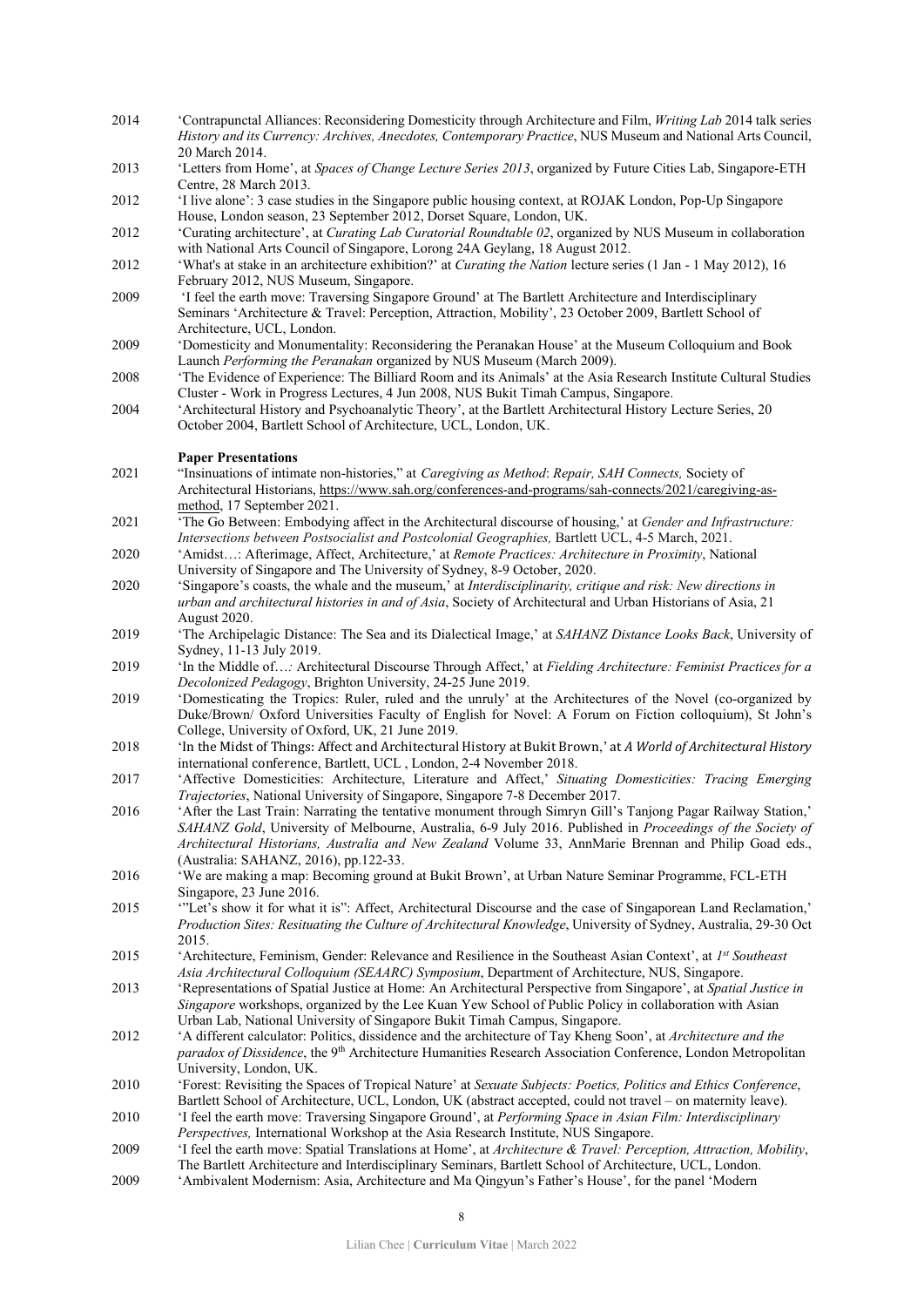2014 'Contrapunctal Alliances: Reconsidering Domesticity through Architecture and Film, *Writing Lab* 2014 talk series *History and its Currency: Archives, Anecdotes, Contemporary Practice*, NUS Museum and National Arts Council, 20 March 2014.

2013 'Letters from Home', at *Spaces of Change Lecture Series 2013*, organized by Future Cities Lab, Singapore-ETH Centre, 28 March 2013.

2012 'I live alone': 3 case studies in the Singapore public housing context, at ROJAK London, Pop-Up Singapore House, London season, 23 September 2012, Dorset Square, London, UK.

2012 'Curating architecture', at *Curating Lab Curatorial Roundtable 02*, organized by NUS Museum in collaboration with National Arts Council of Singapore, Lorong 24A Geylang, 18 August 2012.

2012 'What's at stake in an architecture exhibition?' at *Curating the Nation* lecture series (1 Jan - 1 May 2012), 16 February 2012, NUS Museum, Singapore.

2009 'I feel the earth move: Traversing Singapore Ground' at The Bartlett Architecture and Interdisciplinary Seminars 'Architecture & Travel: Perception, Attraction, Mobility', 23 October 2009, Bartlett School of Architecture, UCL, London.

2009 'Domesticity and Monumentality: Reconsidering the Peranakan House' at the Museum Colloquium and Book Launch *Performing the Peranakan* organized by NUS Museum (March 2009).

2008 'The Evidence of Experience: The Billiard Room and its Animals' at the Asia Research Institute Cultural Studies Cluster - Work in Progress Lectures, 4 Jun 2008, NUS Bukit Timah Campus, Singapore.

2004 'Architectural History and Psychoanalytic Theory', at the Bartlett Architectural History Lecture Series, 20 October 2004, Bartlett School of Architecture, UCL, London, UK.

**Paper Presentations**

2021 "Insinuations of intimate non-histories," at *Caregiving as Method*: *Repair, SAH Connects,* Society of Architectural Historians, https://www.sah.org/conferences-and-programs/sah-connects/2021/caregiving-as-method, 17 September 2021.

2021 'The Go Between: Embodying affect in the Architectural discourse of housing,' at *Gender and Infrastructure: Intersections between Postsocialist and Postcolonial Geographies,* Bartlett UCL, 4-5 March, 2021.

2020 'Amidst…: Afterimage, Affect, Architecture,' at *Remote Practices: Architecture in Proximity*, National University of Singapore and The University of Sydney, 8-9 October, 2020.

2020 'Singapore's coasts, the whale and the museum,' at *Interdisciplinarity, critique and risk: New directions in urban and architectural histories in and of Asia*, Society of Architectural and Urban Historians of Asia, 21 August 2020.

2019 'The Archipelagic Distance: The Sea and its Dialectical Image,' at *SAHANZ Distance Looks Back*, University of Sydney, 11-13 July 2019.

2019 'In the Middle of…: Architectural Discourse Through Affect,' at *Fielding Architecture: Feminist Practices for a Decolonized Pedagogy*, Brighton University, 24-25 June 2019.

2019 'Domesticating the Tropics: Ruler, ruled and the unruly' at the Architectures of the Novel (co-organized by Duke/Brown/ Oxford Universities Faculty of English for Novel: A Forum on Fiction colloquium), St John's College, University of Oxford, UK, 21 June 2019.

2018 'In the Midst of Things: Affect and Architectural History at Bukit Brown,' at *A World of Architectural History* international conference, Bartlett, UCL , London, 2-4 November 2018.

2017 'Affective Domesticities: Architecture, Literature and Affect,' *Situating Domesticities: Tracing Emerging Trajectories*, National University of Singapore, Singapore 7-8 December 2017.

2016 'After the Last Train: Narrating the tentative monument through Simryn Gill's Tanjong Pagar Railway Station,' *SAHANZ Gold*, University of Melbourne, Australia, 6-9 July 2016. Published in *Proceedings of the Society of Architectural Historians, Australia and New Zealand* Volume 33, AnnMarie Brennan and Philip Goad eds., (Australia: SAHANZ, 2016), pp.122-33.

2016 'We are making a map: Becoming ground at Bukit Brown', at Urban Nature Seminar Programme, FCL-ETH Singapore, 23 June 2016.

2015 '"Let's show it for what it is": Affect, Architectural Discourse and the case of Singaporean Land Reclamation,' *Production Sites: Resituating the Culture of Architectural Knowledge*, University of Sydney, Australia, 29-30 Oct 2015.

2015 'Architecture, Feminism, Gender: Relevance and Resilience in the Southeast Asian Context', at *1st Southeast Asia Architectural Colloquium (SEAARC) Symposium*, Department of Architecture, NUS, Singapore.

2013 'Representations of Spatial Justice at Home: An Architectural Perspective from Singapore', at *Spatial Justice in Singapore* workshops, organized by the Lee Kuan Yew School of Public Policy in collaboration with Asian Urban Lab, National University of Singapore Bukit Timah Campus, Singapore.

2012 'A different calculator: Politics, dissidence and the architecture of Tay Kheng Soon', at *Architecture and the paradox of Dissidence*, the 9th Architecture Humanities Research Association Conference, London Metropolitan University, London, UK.

2010 'Forest: Revisiting the Spaces of Tropical Nature' at *Sexuate Subjects: Poetics, Politics and Ethics Conference*, Bartlett School of Architecture, UCL, London, UK (abstract accepted, could not travel – on maternity leave).

2010 'I feel the earth move: Traversing Singapore Ground', at *Performing Space in Asian Film: Interdisciplinary Perspectives,* International Workshop at the Asia Research Institute, NUS Singapore.

2009 'I feel the earth move: Spatial Translations at Home', at *Architecture & Travel: Perception, Attraction, Mobility*, The Bartlett Architecture and Interdisciplinary Seminars, Bartlett School of Architecture, UCL, London.

2009 'Ambivalent Modernism: Asia, Architecture and Ma Qingyun's Father's House', for the panel 'Modern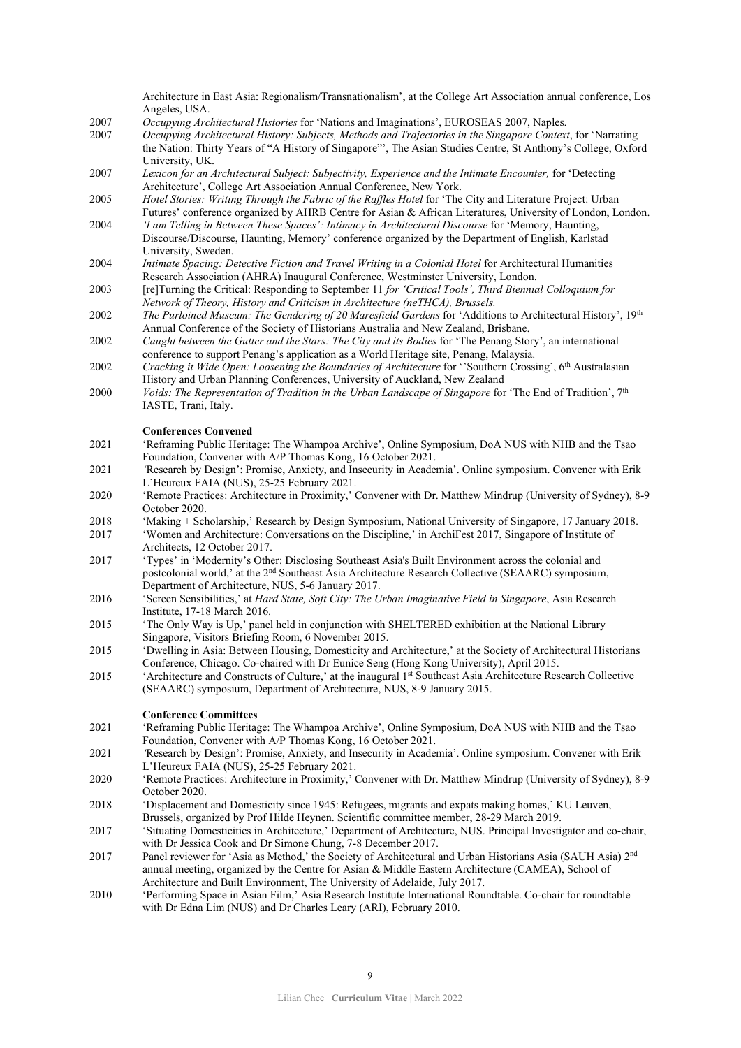Architecture in East Asia: Regionalism/Transnationalism', at the College Art Association annual conference, Los Angeles, USA.

2007 *Occupying Architectural Histories* for 'Nations and Imaginations', EUROSEAS 2007, Naples.

2007 *Occupying Architectural History: Subjects, Methods and Trajectories in the Singapore Context*, for 'Narrating the Nation: Thirty Years of "A History of Singapore"', The Asian Studies Centre, St Anthony's College, Oxford University, UK.

2007 *Lexicon for an Architectural Subject: Subjectivity, Experience and the Intimate Encounter,* for 'Detecting Architecture', College Art Association Annual Conference, New York.

2005 *Hotel Stories: Writing Through the Fabric of the Raffles Hotel* for 'The City and Literature Project: Urban Futures' conference organized by AHRB Centre for Asian & African Literatures, University of London, London.

2004 *'I am Telling in Between These Spaces': Intimacy in Architectural Discourse* for 'Memory, Haunting, Discourse/Discourse, Haunting, Memory' conference organized by the Department of English, Karlstad University, Sweden.

2004 *Intimate Spacing: Detective Fiction and Travel Writing in a Colonial Hotel* for Architectural Humanities Research Association (AHRA) Inaugural Conference, Westminster University, London.

2003 [re]Turning the Critical: Responding to September 11 *for 'Critical Tools', Third Biennial Colloquium for Network of Theory, History and Criticism in Architecture (neTHCA), Brussels.*

2002 *The Purloined Museum: The Gendering of 20 Maresfield Gardens* for 'Additions to Architectural History', 19th Annual Conference of the Society of Historians Australia and New Zealand, Brisbane.

2002 *Caught between the Gutter and the Stars: The City and its Bodies* for 'The Penang Story', an international conference to support Penang's application as a World Heritage site, Penang, Malaysia.

2002 *Cracking it Wide Open: Loosening the Boundaries of Architecture* for ''Southern Crossing', 6th Australasian History and Urban Planning Conferences, University of Auckland, New Zealand

2000 *Voids: The Representation of Tradition in the Urban Landscape of Singapore* for 'The End of Tradition', 7th IASTE, Trani, Italy.

**Conferences Convened**

2021 'Reframing Public Heritage: The Whampoa Archive', Online Symposium, DoA NUS with NHB and the Tsao Foundation, Convener with A/P Thomas Kong, 16 October 2021.

2021 'Research by Design': Promise, Anxiety, and Insecurity in Academia'. Online symposium. Convener with Erik L'Heureux FAIA (NUS), 25-25 February 2021.

2020 'Remote Practices: Architecture in Proximity,' Convener with Dr. Matthew Mindrup (University of Sydney), 8-9 October 2020.

2018 'Making + Scholarship,' Research by Design Symposium, National University of Singapore, 17 January 2018.

2017 'Women and Architecture: Conversations on the Discipline,' in ArchiFest 2017, Singapore of Institute of Architects, 12 October 2017.

2017 'Types' in 'Modernity's Other: Disclosing Southeast Asia's Built Environment across the colonial and postcolonial world,' at the 2nd Southeast Asia Architecture Research Collective (SEAARC) symposium, Department of Architecture, NUS, 5-6 January 2017.

2016 'Screen Sensibilities,' at *Hard State, Soft City: The Urban Imaginative Field in Singapore*, Asia Research Institute, 17-18 March 2016.

2015 'The Only Way is Up,' panel held in conjunction with SHELTERED exhibition at the National Library Singapore, Visitors Briefing Room, 6 November 2015.

2015 'Dwelling in Asia: Between Housing, Domesticity and Architecture,' at the Society of Architectural Historians Conference, Chicago. Co-chaired with Dr Eunice Seng (Hong Kong University), April 2015.

2015 'Architecture and Constructs of Culture,' at the inaugural 1st Southeast Asia Architecture Research Collective (SEAARC) symposium, Department of Architecture, NUS, 8-9 January 2015.

**Conference Committees**

2021 'Reframing Public Heritage: The Whampoa Archive', Online Symposium, DoA NUS with NHB and the Tsao Foundation, Convener with A/P Thomas Kong, 16 October 2021.

2021 'Research by Design': Promise, Anxiety, and Insecurity in Academia'. Online symposium. Convener with Erik L'Heureux FAIA (NUS), 25-25 February 2021.

2020 'Remote Practices: Architecture in Proximity,' Convener with Dr. Matthew Mindrup (University of Sydney), 8-9 October 2020.

2018 'Displacement and Domesticity since 1945: Refugees, migrants and expats making homes,' KU Leuven, Brussels, organized by Prof Hilde Heynen. Scientific committee member, 28-29 March 2019.

2017 'Situating Domesticities in Architecture,' Department of Architecture, NUS. Principal Investigator and co-chair, with Dr Jessica Cook and Dr Simone Chung, 7-8 December 2017.

2017 Panel reviewer for 'Asia as Method,' the Society of Architectural and Urban Historians Asia (SAUH Asia) 2nd annual meeting, organized by the Centre for Asian & Middle Eastern Architecture (CAMEA), School of Architecture and Built Environment, The University of Adelaide, July 2017.

2010 'Performing Space in Asian Film,' Asia Research Institute International Roundtable. Co-chair for roundtable with Dr Edna Lim (NUS) and Dr Charles Leary (ARI), February 2010.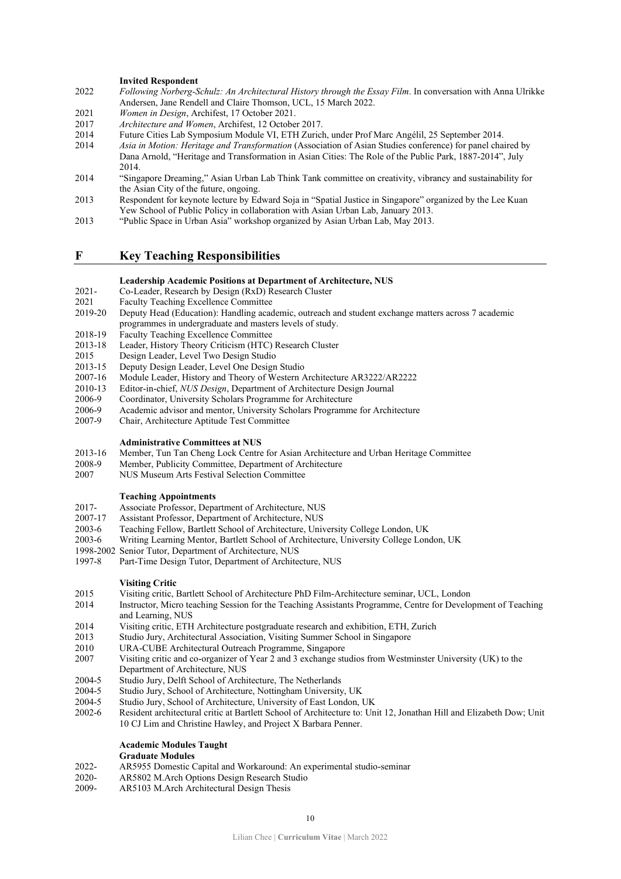**Invited Respondent**

2022 *Following Norberg-Schulz: An Architectural History through the Essay Film*. In conversation with Anna Ulrikke Andersen, Jane Rendell and Claire Thomson, UCL, 15 March 2022.

2021 *Women in Design*, Archifest, 17 October 2021.

2017 *Architecture and Women*, Archifest, 12 October 2017.

2014 Future Cities Lab Symposium Module VI, ETH Zurich, under Prof Marc Angélil, 25 September 2014.

2014 *Asia in Motion: Heritage and Transformation* (Association of Asian Studies conference) for panel chaired by Dana Arnold, "Heritage and Transformation in Asian Cities: The Role of the Public Park, 1887-2014", July 2014.

2014 "Singapore Dreaming," Asian Urban Lab Think Tank committee on creativity, vibrancy and sustainability for the Asian City of the future, ongoing.

2013 Respondent for keynote lecture by Edward Soja in "Spatial Justice in Singapore" organized by the Lee Kuan Yew School of Public Policy in collaboration with Asian Urban Lab, January 2013.

2013 "Public Space in Urban Asia" workshop organized by Asian Urban Lab, May 2013.

## F Key Teaching Responsibilities

**Leadership Academic Positions at Department of Architecture, NUS**

2021- Co-Leader, Research by Design (RxD) Research Cluster

2021 Faculty Teaching Excellence Committee

2019-20 Deputy Head (Education): Handling academic, outreach and student exchange matters across 7 academic programmes in undergraduate and masters levels of study.

2018-19 Faculty Teaching Excellence Committee

2013-18 Leader, History Theory Criticism (HTC) Research Cluster

2015 Design Leader, Level Two Design Studio

2013-15 Deputy Design Leader, Level One Design Studio

2007-16 Module Leader, History and Theory of Western Architecture AR3222/AR2222

2010-13 Editor-in-chief, *NUS Design*, Department of Architecture Design Journal

2006-9 Coordinator, University Scholars Programme for Architecture

2006-9 Academic advisor and mentor, University Scholars Programme for Architecture

2007-9 Chair, Architecture Aptitude Test Committee

**Administrative Committees at NUS**

2013-16 Member, Tun Tan Cheng Lock Centre for Asian Architecture and Urban Heritage Committee

2008-9 Member, Publicity Committee, Department of Architecture

2007 NUS Museum Arts Festival Selection Committee

**Teaching Appointments**

2017- Associate Professor, Department of Architecture, NUS

2007-17 Assistant Professor, Department of Architecture, NUS

2003-6 Teaching Fellow, Bartlett School of Architecture, University College London, UK

2003-6 Writing Learning Mentor, Bartlett School of Architecture, University College London, UK

1998-2002 Senior Tutor, Department of Architecture, NUS

1997-8 Part-Time Design Tutor, Department of Architecture, NUS

**Visiting Critic**

2015 Visiting critic, Bartlett School of Architecture PhD Film-Architecture seminar, UCL, London

2014 Instructor, Micro teaching Session for the Teaching Assistants Programme, Centre for Development of Teaching and Learning, NUS

2014 Visiting critic, ETH Architecture postgraduate research and exhibition, ETH, Zurich

2013 Studio Jury, Architectural Association, Visiting Summer School in Singapore

2010 URA-CUBE Architectural Outreach Programme, Singapore

2007 Visiting critic and co-organizer of Year 2 and 3 exchange studios from Westminster University (UK) to the Department of Architecture, NUS

2004-5 Studio Jury, Delft School of Architecture, The Netherlands

2004-5 Studio Jury, School of Architecture, Nottingham University, UK

2004-5 Studio Jury, School of Architecture, University of East London, UK

2002-6 Resident architectural critic at Bartlett School of Architecture to: Unit 12, Jonathan Hill and Elizabeth Dow; Unit 10 CJ Lim and Christine Hawley, and Project X Barbara Penner.

**Academic Modules Taught**

**Graduate Modules**

2022- AR5955 Domestic Capital and Workaround: An experimental studio-seminar

2020- AR5802 M.Arch Options Design Research Studio

2009- AR5103 M.Arch Architectural Design Thesis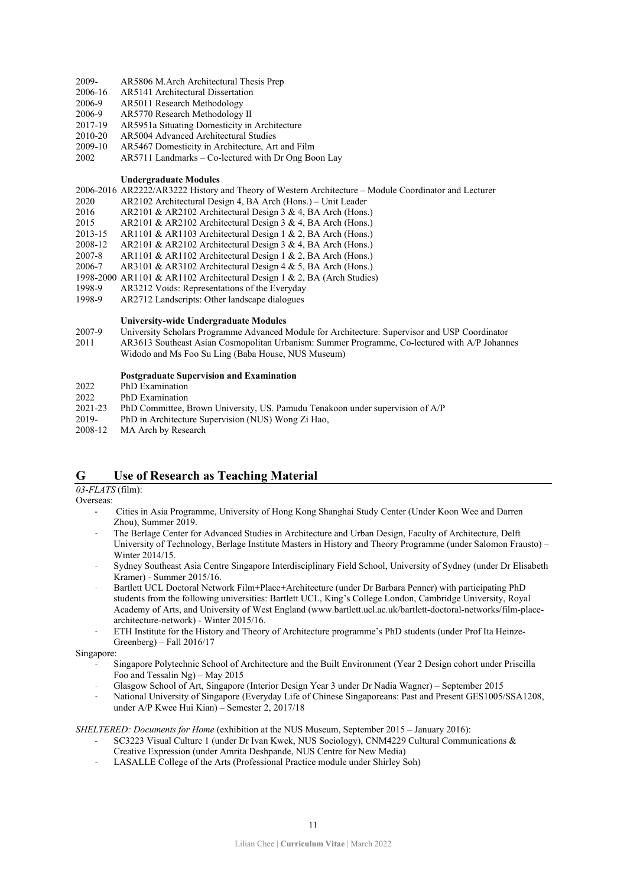2009- AR5806 M.Arch Architectural Thesis Prep
2006-16 AR5141 Architectural Dissertation
2006-9 AR5011 Research Methodology
2006-9 AR5770 Research Methodology II
2017-19 AR5951a Situating Domesticity in Architecture
2010-20 AR5004 Advanced Architectural Studies
2009-10 AR5467 Domesticity in Architecture, Art and Film
2002 AR5711 Landmarks – Co-lectured with Dr Ong Boon Lay

**Undergraduate Modules**

2006-2016 AR2222/AR3222 History and Theory of Western Architecture – Module Coordinator and Lecturer
2020 AR2102 Architectural Design 4, BA Arch (Hons.) – Unit Leader
2016 AR2101 & AR2102 Architectural Design 3 & 4, BA Arch (Hons.)
2015 AR2101 & AR2102 Architectural Design 3 & 4, BA Arch (Hons.)
2013-15 AR1101 & AR1103 Architectural Design 1 & 2, BA Arch (Hons.)
2008-12 AR2101 & AR2102 Architectural Design 3 & 4, BA Arch (Hons.)
2007-8 AR1101 & AR1102 Architectural Design 1 & 2, BA Arch (Hons.)
2006-7 AR3101 & AR3102 Architectural Design 4 & 5, BA Arch (Hons.)
1998-2000 AR1101 & AR1102 Architectural Design 1 & 2, BA (Arch Studies)
1998-9 AR3212 Voids: Representations of the Everyday
1998-9 AR2712 Landscripts: Other landscape dialogues

**University-wide Undergraduate Modules**

2007-9 University Scholars Programme Advanced Module for Architecture: Supervisor and USP Coordinator
2011 AR3613 Southeast Asian Cosmopolitan Urbanism: Summer Programme, Co-lectured with A/P Johannes Widodo and Ms Foo Su Ling (Baba House, NUS Museum)

**Postgraduate Supervision and Examination**

2022 PhD Examination
2022 PhD Examination
2021-23 PhD Committee, Brown University, US. Pamudu Tenakoon under supervision of A/P
2019- PhD in Architecture Supervision (NUS) Wong Zi Hao,
2008-12 MA Arch by Research

## G Use of Research as Teaching Material

*03-FLATS* (film):

Overseas:

- Cities in Asia Programme, University of Hong Kong Shanghai Study Center (Under Koon Wee and Darren Zhou), Summer 2019.
- The Berlage Center for Advanced Studies in Architecture and Urban Design, Faculty of Architecture, Delft University of Technology, Berlage Institute Masters in History and Theory Programme (under Salomon Frausto) – Winter 2014/15.
- Sydney Southeast Asia Centre Singapore Interdisciplinary Field School, University of Sydney (under Dr Elisabeth Kramer) - Summer 2015/16.
- Bartlett UCL Doctoral Network Film+Place+Architecture (under Dr Barbara Penner) with participating PhD students from the following universities: Bartlett UCL, King's College London, Cambridge University, Royal Academy of Arts, and University of West England (www.bartlett.ucl.ac.uk/bartlett-doctoral-networks/film-place-architecture-network) - Winter 2015/16.
- ETH Institute for the History and Theory of Architecture programme's PhD students (under Prof Ita Heinze-Greenberg) – Fall 2016/17

Singapore:

- Singapore Polytechnic School of Architecture and the Built Environment (Year 2 Design cohort under Priscilla Foo and Tessalin Ng) – May 2015
- Glasgow School of Art, Singapore (Interior Design Year 3 under Dr Nadia Wagner) – September 2015
- National University of Singapore (Everyday Life of Chinese Singaporeans: Past and Present GES1005/SSA1208, under A/P Kwee Hui Kian) – Semester 2, 2017/18

*SHELTERED: Documents for Home* (exhibition at the NUS Museum, September 2015 – January 2016):

- SC3223 Visual Culture 1 (under Dr Ivan Kwek, NUS Sociology), CNM4229 Cultural Communications & Creative Expression (under Amrita Deshpande, NUS Centre for New Media)
- LASALLE College of the Arts (Professional Practice module under Shirley Soh)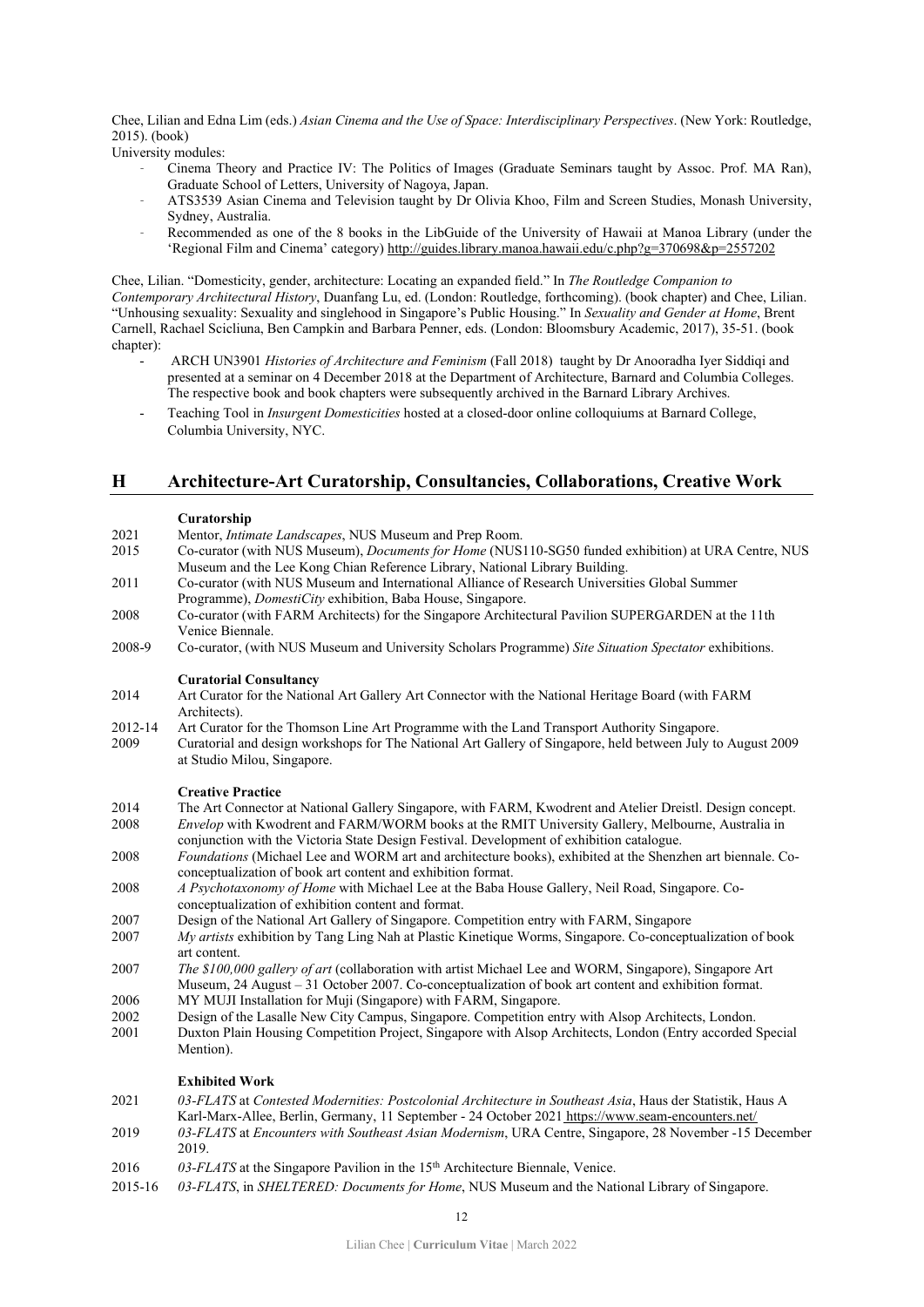Chee, Lilian and Edna Lim (eds.) *Asian Cinema and the Use of Space: Interdisciplinary Perspectives*. (New York: Routledge, 2015). (book)

University modules:

- Cinema Theory and Practice IV: The Politics of Images (Graduate Seminars taught by Assoc. Prof. MA Ran), Graduate School of Letters, University of Nagoya, Japan.
- ATS3539 Asian Cinema and Television taught by Dr Olivia Khoo, Film and Screen Studies, Monash University, Sydney, Australia.
- Recommended as one of the 8 books in the LibGuide of the University of Hawaii at Manoa Library (under the 'Regional Film and Cinema' category) http://guides.library.manoa.hawaii.edu/c.php?g=370698&p=2557202

Chee, Lilian. "Domesticity, gender, architecture: Locating an expanded field." In *The Routledge Companion to Contemporary Architectural History*, Duanfang Lu, ed. (London: Routledge, forthcoming). (book chapter) and Chee, Lilian. "Unhousing sexuality: Sexuality and singlehood in Singapore's Public Housing." In *Sexuality and Gender at Home*, Brent Carnell, Rachael Scicliuna, Ben Campkin and Barbara Penner, eds. (London: Bloomsbury Academic, 2017), 35-51. (book chapter):

- ARCH UN3901 *Histories of Architecture and Feminism* (Fall 2018) taught by Dr Anooradha Iyer Siddiqi and presented at a seminar on 4 December 2018 at the Department of Architecture, Barnard and Columbia Colleges. The respective book and book chapters were subsequently archived in the Barnard Library Archives.
- Teaching Tool in *Insurgent Domesticities* hosted at a closed-door online colloquiums at Barnard College, Columbia University, NYC.

## H Architecture-Art Curatorship, Consultancies, Collaborations, Creative Work

**Curatorship**

2021 Mentor, *Intimate Landscapes*, NUS Museum and Prep Room.

2015 Co-curator (with NUS Museum), *Documents for Home* (NUS110-SG50 funded exhibition) at URA Centre, NUS Museum and the Lee Kong Chian Reference Library, National Library Building.

2011 Co-curator (with NUS Museum and International Alliance of Research Universities Global Summer Programme), *DomestiCity* exhibition, Baba House, Singapore.

2008 Co-curator (with FARM Architects) for the Singapore Architectural Pavilion SUPERGARDEN at the 11th Venice Biennale.

2008-9 Co-curator, (with NUS Museum and University Scholars Programme) *Site Situation Spectator* exhibitions.

**Curatorial Consultancy**

2014 Art Curator for the National Art Gallery Art Connector with the National Heritage Board (with FARM Architects).

2012-14 Art Curator for the Thomson Line Art Programme with the Land Transport Authority Singapore.

2009 Curatorial and design workshops for The National Art Gallery of Singapore, held between July to August 2009 at Studio Milou, Singapore.

**Creative Practice**

2014 The Art Connector at National Gallery Singapore, with FARM, Kwodrent and Atelier Dreistl. Design concept.

2008 *Envelop* with Kwodrent and FARM/WORM books at the RMIT University Gallery, Melbourne, Australia in conjunction with the Victoria State Design Festival. Development of exhibition catalogue.

2008 *Foundations* (Michael Lee and WORM art and architecture books), exhibited at the Shenzhen art biennale. Co-conceptualization of book art content and exhibition format.

2008 *A Psychotaxonomy of Home* with Michael Lee at the Baba House Gallery, Neil Road, Singapore. Co-conceptualization of exhibition content and format.

2007 Design of the National Art Gallery of Singapore. Competition entry with FARM, Singapore

2007 *My artists* exhibition by Tang Ling Nah at Plastic Kinetique Worms, Singapore. Co-conceptualization of book art content.

2007 *The $100,000 gallery of art* (collaboration with artist Michael Lee and WORM, Singapore), Singapore Art Museum, 24 August – 31 October 2007. Co-conceptualization of book art content and exhibition format.

2006 MY MUJI Installation for Muji (Singapore) with FARM, Singapore.

2002 Design of the Lasalle New City Campus, Singapore. Competition entry with Alsop Architects, London.

2001 Duxton Plain Housing Competition Project, Singapore with Alsop Architects, London (Entry accorded Special Mention).

**Exhibited Work**

2021 *03-FLATS* at *Contested Modernities: Postcolonial Architecture in Southeast Asia*, Haus der Statistik, Haus A Karl-Marx-Allee, Berlin, Germany, 11 September - 24 October 2021 https://www.seam-encounters.net/

2019 *03-FLATS* at *Encounters with Southeast Asian Modernism*, URA Centre, Singapore, 28 November -15 December 2019.

2016 *03-FLATS* at the Singapore Pavilion in the 15th Architecture Biennale, Venice.

2015-16 *03-FLATS*, in *SHELTERED: Documents for Home*, NUS Museum and the National Library of Singapore.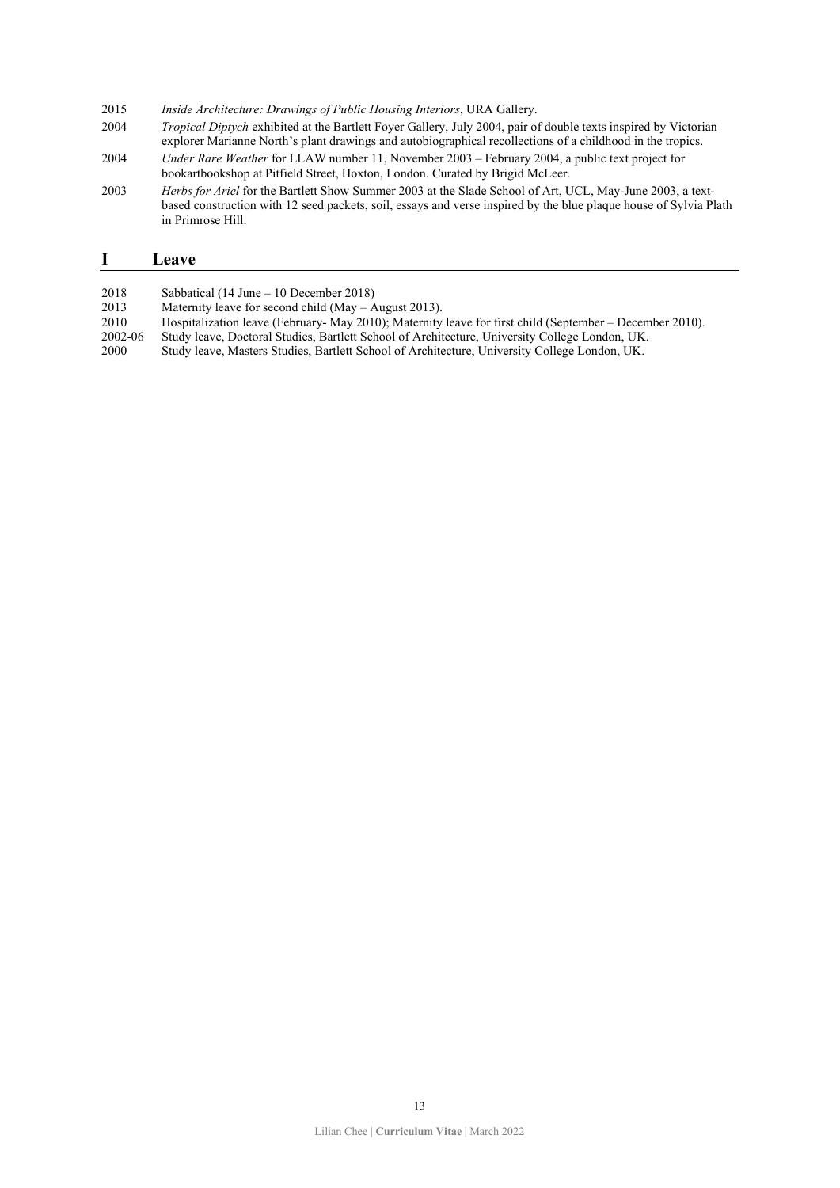2015 *Inside Architecture: Drawings of Public Housing Interiors*, URA Gallery.

2004 *Tropical Diptych* exhibited at the Bartlett Foyer Gallery, July 2004, pair of double texts inspired by Victorian explorer Marianne North's plant drawings and autobiographical recollections of a childhood in the tropics.

2004 *Under Rare Weather* for LLAW number 11, November 2003 – February 2004, a public text project for bookartbookshop at Pitfield Street, Hoxton, London. Curated by Brigid McLeer.

2003 *Herbs for Ariel* for the Bartlett Show Summer 2003 at the Slade School of Art, UCL, May-June 2003, a text-based construction with 12 seed packets, soil, essays and verse inspired by the blue plaque house of Sylvia Plath in Primrose Hill.

## I Leave

2018 Sabbatical (14 June – 10 December 2018)

2013 Maternity leave for second child (May – August 2013).

2010 Hospitalization leave (February- May 2010); Maternity leave for first child (September – December 2010).

2002-06 Study leave, Doctoral Studies, Bartlett School of Architecture, University College London, UK.

2000 Study leave, Masters Studies, Bartlett School of Architecture, University College London, UK.